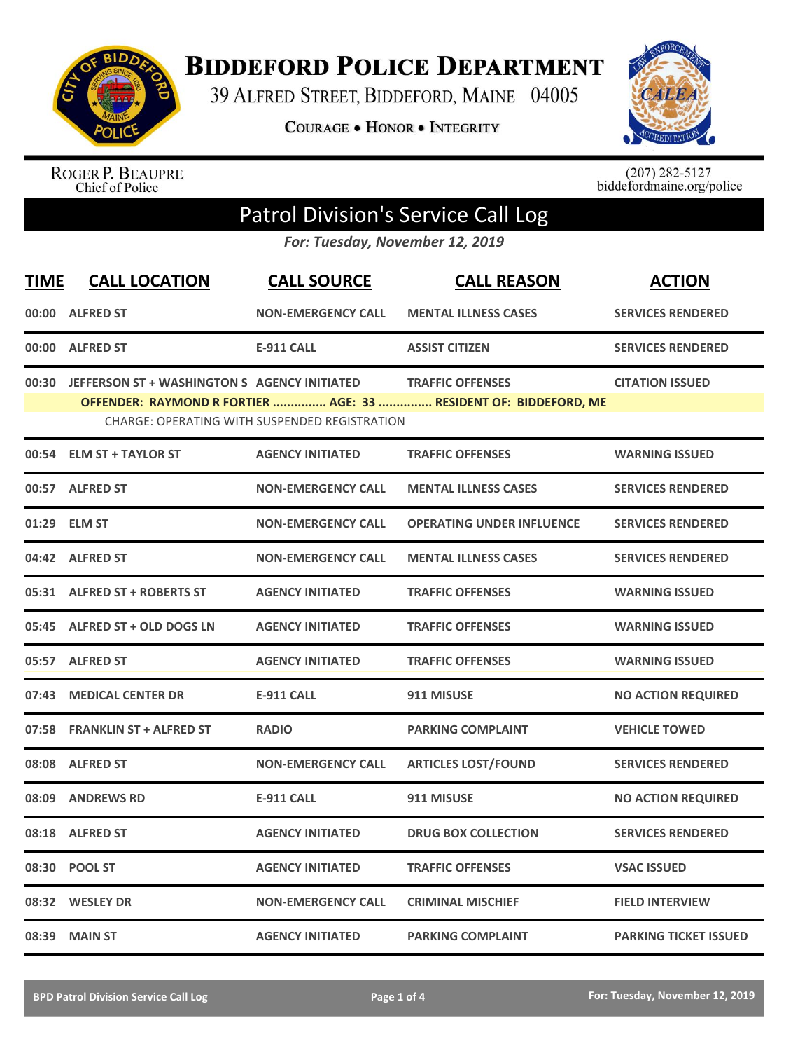# Biddeford Police Department

39 Alfred Street, Biddeford, Maine 04005

**Courage • Honor • Integrity**

Roger P. Beaupre
Chief of Police

(207) 282-5127
biddefordmaine.org/police

## Patrol Division's Service Call Log

*For: Tuesday, November 12, 2019*

| TIME | CALL LOCATION | CALL SOURCE | CALL REASON | ACTION |
|---|---|---|---|---|
| 00:00 | ALFRED ST | NON-EMERGENCY CALL | MENTAL ILLNESS CASES | SERVICES RENDERED |
| 00:00 | ALFRED ST | E-911 CALL | ASSIST CITIZEN | SERVICES RENDERED |
| 00:30 | JEFFERSON ST + WASHINGTON S | AGENCY INITIATED | TRAFFIC OFFENSES | CITATION ISSUED |
| | OFFENDER: RAYMOND R FORTIER ............... AGE: 33 ............... RESIDENT OF: BIDDEFORD, ME | | | |
| | CHARGE: OPERATING WITH SUSPENDED REGISTRATION | | | |
| 00:54 | ELM ST + TAYLOR ST | AGENCY INITIATED | TRAFFIC OFFENSES | WARNING ISSUED |
| 00:57 | ALFRED ST | NON-EMERGENCY CALL | MENTAL ILLNESS CASES | SERVICES RENDERED |
| 01:29 | ELM ST | NON-EMERGENCY CALL | OPERATING UNDER INFLUENCE | SERVICES RENDERED |
| 04:42 | ALFRED ST | NON-EMERGENCY CALL | MENTAL ILLNESS CASES | SERVICES RENDERED |
| 05:31 | ALFRED ST + ROBERTS ST | AGENCY INITIATED | TRAFFIC OFFENSES | WARNING ISSUED |
| 05:45 | ALFRED ST + OLD DOGS LN | AGENCY INITIATED | TRAFFIC OFFENSES | WARNING ISSUED |
| 05:57 | ALFRED ST | AGENCY INITIATED | TRAFFIC OFFENSES | WARNING ISSUED |
| 07:43 | MEDICAL CENTER DR | E-911 CALL | 911 MISUSE | NO ACTION REQUIRED |
| 07:58 | FRANKLIN ST + ALFRED ST | RADIO | PARKING COMPLAINT | VEHICLE TOWED |
| 08:08 | ALFRED ST | NON-EMERGENCY CALL | ARTICLES LOST/FOUND | SERVICES RENDERED |
| 08:09 | ANDREWS RD | E-911 CALL | 911 MISUSE | NO ACTION REQUIRED |
| 08:18 | ALFRED ST | AGENCY INITIATED | DRUG BOX COLLECTION | SERVICES RENDERED |
| 08:30 | POOL ST | AGENCY INITIATED | TRAFFIC OFFENSES | VSAC ISSUED |
| 08:32 | WESLEY DR | NON-EMERGENCY CALL | CRIMINAL MISCHIEF | FIELD INTERVIEW |
| 08:39 | MAIN ST | AGENCY INITIATED | PARKING COMPLAINT | PARKING TICKET ISSUED |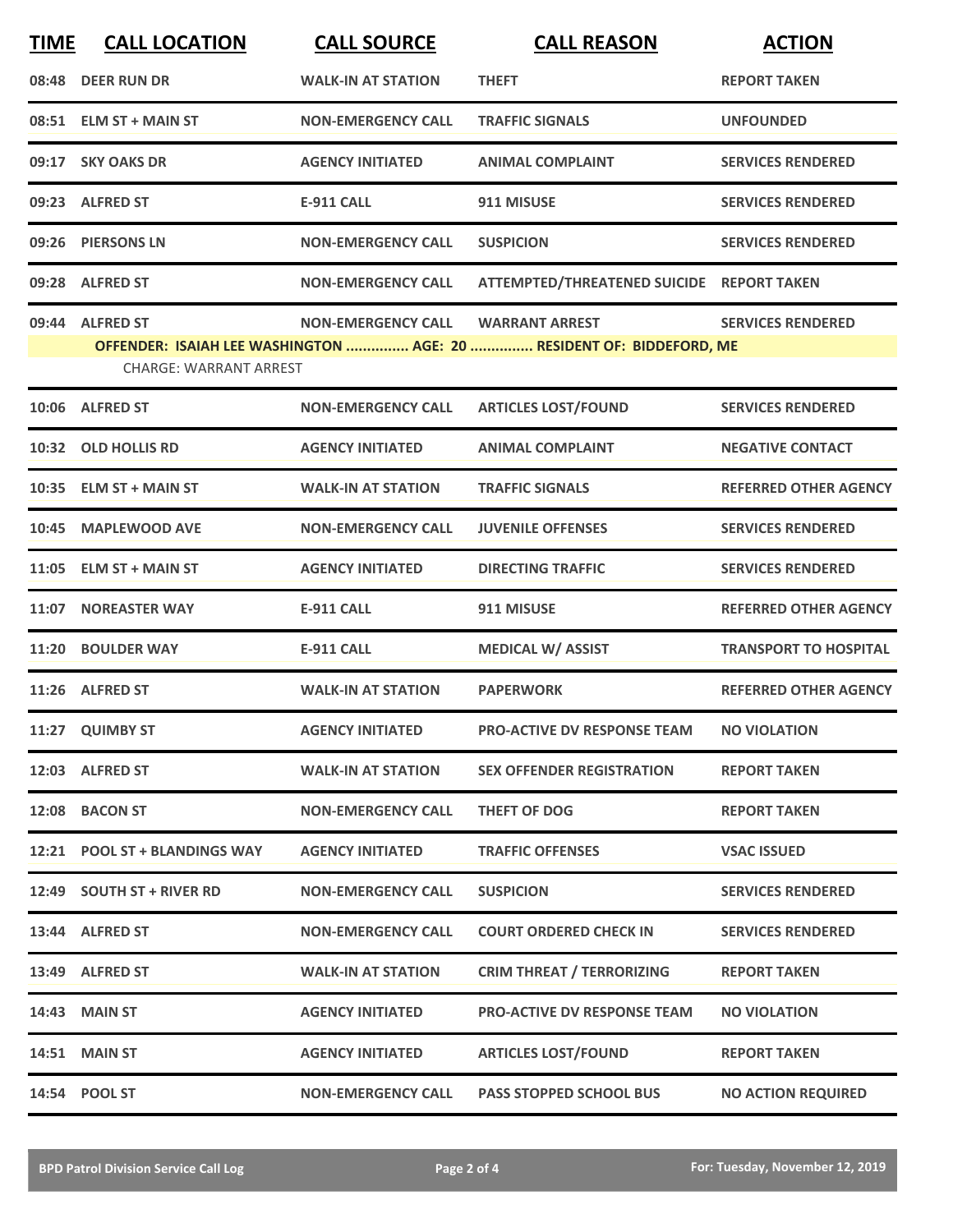| TIME | CALL LOCATION | CALL SOURCE | CALL REASON | ACTION |
|---|---|---|---|---|
| 08:48 | DEER RUN DR | WALK-IN AT STATION | THEFT | REPORT TAKEN |
| 08:51 | ELM ST + MAIN ST | NON-EMERGENCY CALL | TRAFFIC SIGNALS | UNFOUNDED |
| 09:17 | SKY OAKS DR | AGENCY INITIATED | ANIMAL COMPLAINT | SERVICES RENDERED |
| 09:23 | ALFRED ST | E-911 CALL | 911 MISUSE | SERVICES RENDERED |
| 09:26 | PIERSONS LN | NON-EMERGENCY CALL | SUSPICION | SERVICES RENDERED |
| 09:28 | ALFRED ST | NON-EMERGENCY CALL | ATTEMPTED/THREATENED SUICIDE | REPORT TAKEN |
| 09:44 | ALFRED ST | NON-EMERGENCY CALL | WARRANT ARREST | SERVICES RENDERED |
| | **OFFENDER: ISAIAH LEE WASHINGTON ............... AGE: 20 ............... RESIDENT OF: BIDDEFORD, ME** | | | |
| | CHARGE: WARRANT ARREST | | | |
| 10:06 | ALFRED ST | NON-EMERGENCY CALL | ARTICLES LOST/FOUND | SERVICES RENDERED |
| 10:32 | OLD HOLLIS RD | AGENCY INITIATED | ANIMAL COMPLAINT | NEGATIVE CONTACT |
| 10:35 | ELM ST + MAIN ST | WALK-IN AT STATION | TRAFFIC SIGNALS | REFERRED OTHER AGENCY |
| 10:45 | MAPLEWOOD AVE | NON-EMERGENCY CALL | JUVENILE OFFENSES | SERVICES RENDERED |
| 11:05 | ELM ST + MAIN ST | AGENCY INITIATED | DIRECTING TRAFFIC | SERVICES RENDERED |
| 11:07 | NOREASTER WAY | E-911 CALL | 911 MISUSE | REFERRED OTHER AGENCY |
| 11:20 | BOULDER WAY | E-911 CALL | MEDICAL W/ ASSIST | TRANSPORT TO HOSPITAL |
| 11:26 | ALFRED ST | WALK-IN AT STATION | PAPERWORK | REFERRED OTHER AGENCY |
| 11:27 | QUIMBY ST | AGENCY INITIATED | PRO-ACTIVE DV RESPONSE TEAM | NO VIOLATION |
| 12:03 | ALFRED ST | WALK-IN AT STATION | SEX OFFENDER REGISTRATION | REPORT TAKEN |
| 12:08 | BACON ST | NON-EMERGENCY CALL | THEFT OF DOG | REPORT TAKEN |
| 12:21 | POOL ST + BLANDINGS WAY | AGENCY INITIATED | TRAFFIC OFFENSES | VSAC ISSUED |
| 12:49 | SOUTH ST + RIVER RD | NON-EMERGENCY CALL | SUSPICION | SERVICES RENDERED |
| 13:44 | ALFRED ST | NON-EMERGENCY CALL | COURT ORDERED CHECK IN | SERVICES RENDERED |
| 13:49 | ALFRED ST | WALK-IN AT STATION | CRIM THREAT / TERRORIZING | REPORT TAKEN |
| 14:43 | MAIN ST | AGENCY INITIATED | PRO-ACTIVE DV RESPONSE TEAM | NO VIOLATION |
| 14:51 | MAIN ST | AGENCY INITIATED | ARTICLES LOST/FOUND | REPORT TAKEN |
| 14:54 | POOL ST | NON-EMERGENCY CALL | PASS STOPPED SCHOOL BUS | NO ACTION REQUIRED |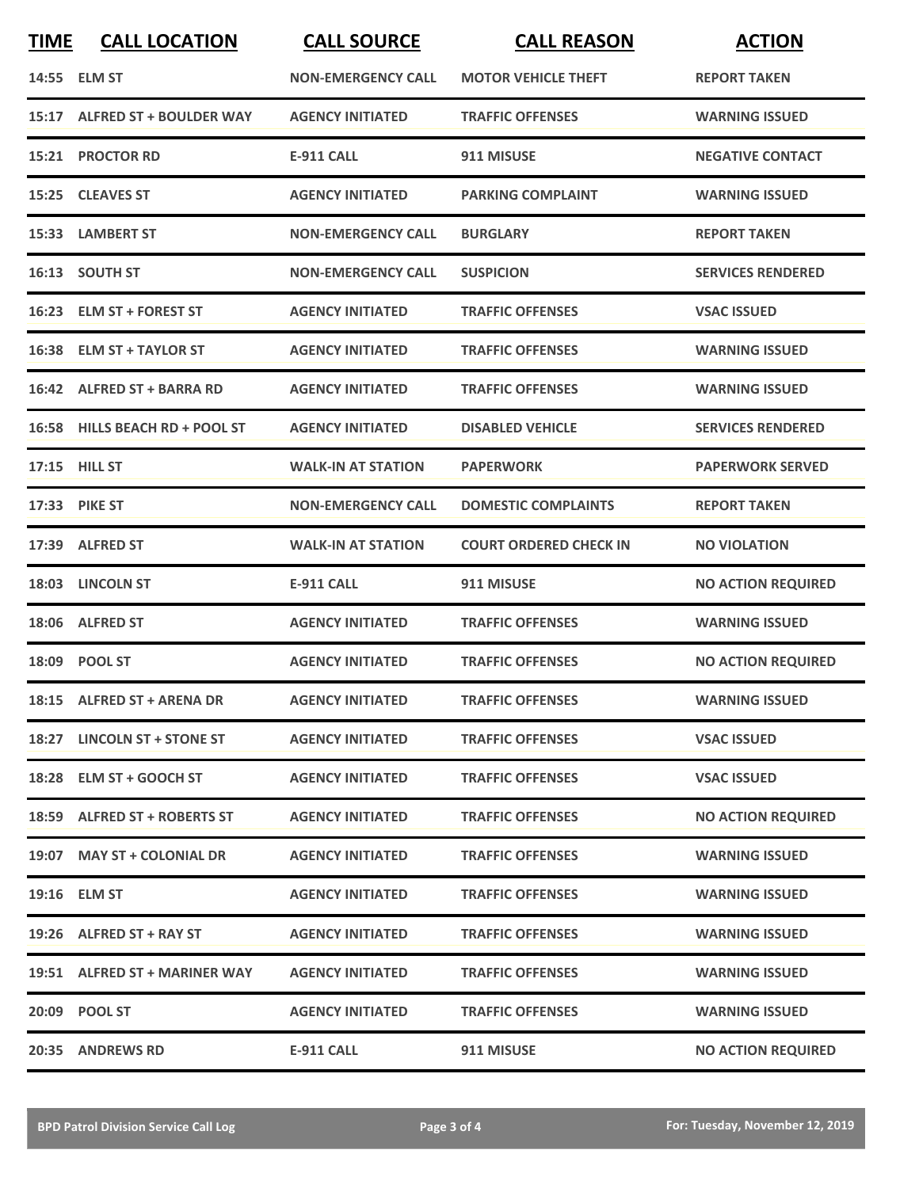| TIME | CALL LOCATION | CALL SOURCE | CALL REASON | ACTION |
|---|---|---|---|---|
| 14:55 | ELM ST | NON-EMERGENCY CALL | MOTOR VEHICLE THEFT | REPORT TAKEN |
| 15:17 | ALFRED ST + BOULDER WAY | AGENCY INITIATED | TRAFFIC OFFENSES | WARNING ISSUED |
| 15:21 | PROCTOR RD | E-911 CALL | 911 MISUSE | NEGATIVE CONTACT |
| 15:25 | CLEAVES ST | AGENCY INITIATED | PARKING COMPLAINT | WARNING ISSUED |
| 15:33 | LAMBERT ST | NON-EMERGENCY CALL | BURGLARY | REPORT TAKEN |
| 16:13 | SOUTH ST | NON-EMERGENCY CALL | SUSPICION | SERVICES RENDERED |
| 16:23 | ELM ST + FOREST ST | AGENCY INITIATED | TRAFFIC OFFENSES | VSAC ISSUED |
| 16:38 | ELM ST + TAYLOR ST | AGENCY INITIATED | TRAFFIC OFFENSES | WARNING ISSUED |
| 16:42 | ALFRED ST + BARRA RD | AGENCY INITIATED | TRAFFIC OFFENSES | WARNING ISSUED |
| 16:58 | HILLS BEACH RD + POOL ST | AGENCY INITIATED | DISABLED VEHICLE | SERVICES RENDERED |
| 17:15 | HILL ST | WALK-IN AT STATION | PAPERWORK | PAPERWORK SERVED |
| 17:33 | PIKE ST | NON-EMERGENCY CALL | DOMESTIC COMPLAINTS | REPORT TAKEN |
| 17:39 | ALFRED ST | WALK-IN AT STATION | COURT ORDERED CHECK IN | NO VIOLATION |
| 18:03 | LINCOLN ST | E-911 CALL | 911 MISUSE | NO ACTION REQUIRED |
| 18:06 | ALFRED ST | AGENCY INITIATED | TRAFFIC OFFENSES | WARNING ISSUED |
| 18:09 | POOL ST | AGENCY INITIATED | TRAFFIC OFFENSES | NO ACTION REQUIRED |
| 18:15 | ALFRED ST + ARENA DR | AGENCY INITIATED | TRAFFIC OFFENSES | WARNING ISSUED |
| 18:27 | LINCOLN ST + STONE ST | AGENCY INITIATED | TRAFFIC OFFENSES | VSAC ISSUED |
| 18:28 | ELM ST + GOOCH ST | AGENCY INITIATED | TRAFFIC OFFENSES | VSAC ISSUED |
| 18:59 | ALFRED ST + ROBERTS ST | AGENCY INITIATED | TRAFFIC OFFENSES | NO ACTION REQUIRED |
| 19:07 | MAY ST + COLONIAL DR | AGENCY INITIATED | TRAFFIC OFFENSES | WARNING ISSUED |
| 19:16 | ELM ST | AGENCY INITIATED | TRAFFIC OFFENSES | WARNING ISSUED |
| 19:26 | ALFRED ST + RAY ST | AGENCY INITIATED | TRAFFIC OFFENSES | WARNING ISSUED |
| 19:51 | ALFRED ST + MARINER WAY | AGENCY INITIATED | TRAFFIC OFFENSES | WARNING ISSUED |
| 20:09 | POOL ST | AGENCY INITIATED | TRAFFIC OFFENSES | WARNING ISSUED |
| 20:35 | ANDREWS RD | E-911 CALL | 911 MISUSE | NO ACTION REQUIRED |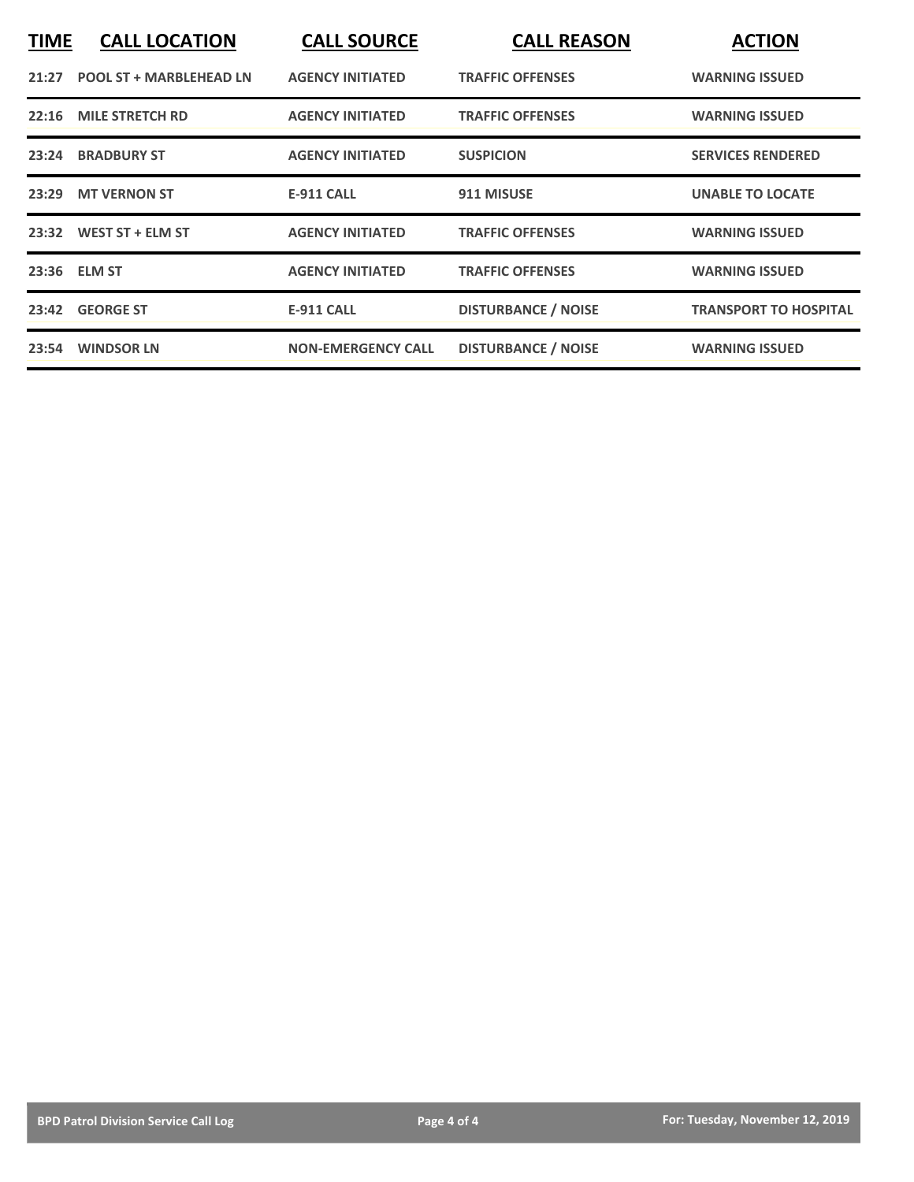| TIME | CALL LOCATION | CALL SOURCE | CALL REASON | ACTION |
|---|---|---|---|---|
| 21:27 | POOL ST + MARBLEHEAD LN | AGENCY INITIATED | TRAFFIC OFFENSES | WARNING ISSUED |
| 22:16 | MILE STRETCH RD | AGENCY INITIATED | TRAFFIC OFFENSES | WARNING ISSUED |
| 23:24 | BRADBURY ST | AGENCY INITIATED | SUSPICION | SERVICES RENDERED |
| 23:29 | MT VERNON ST | E-911 CALL | 911 MISUSE | UNABLE TO LOCATE |
| 23:32 | WEST ST + ELM ST | AGENCY INITIATED | TRAFFIC OFFENSES | WARNING ISSUED |
| 23:36 | ELM ST | AGENCY INITIATED | TRAFFIC OFFENSES | WARNING ISSUED |
| 23:42 | GEORGE ST | E-911 CALL | DISTURBANCE / NOISE | TRANSPORT TO HOSPITAL |
| 23:54 | WINDSOR LN | NON-EMERGENCY CALL | DISTURBANCE / NOISE | WARNING ISSUED |